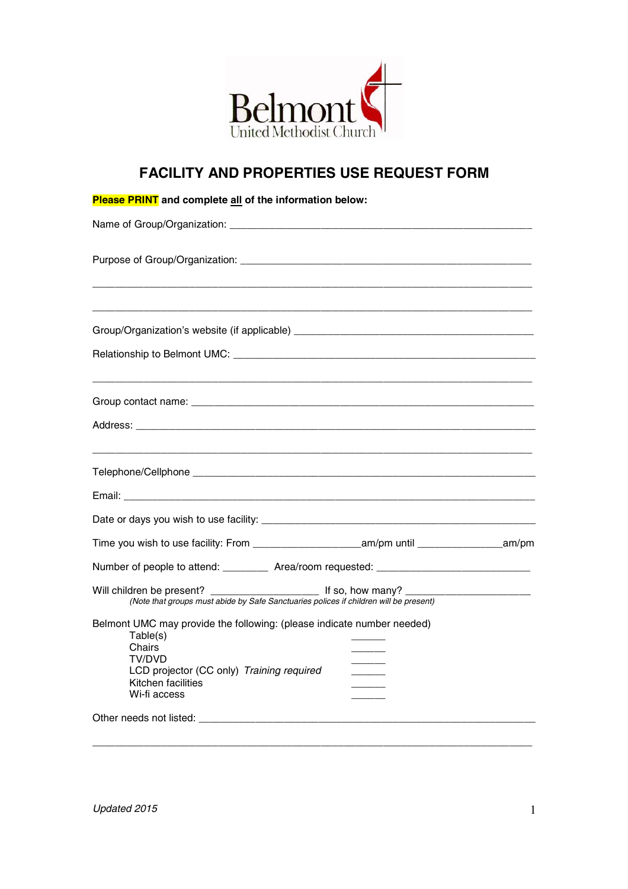Belmont United Methodist Church

# FACILITY AND PROPERTIES USE REQUEST FORM

**Please PRINT and complete all of the information below:**

Name of Group/Organization: ________________________________________________

Purpose of Group/Organization: ______________________________________________

___________________________________________________________________________

___________________________________________________________________________

Group/Organization's website (if applicable) ___________________________________

Relationship to Belmont UMC: _______________________________________________

___________________________________________________________________________

Group contact name: _______________________________________________________

Address: _________________________________________________________________

___________________________________________________________________________

Telephone/Cellphone _______________________________________________________

Email: ___________________________________________________________________

Date or days you wish to use facility: _________________________________________

Time you wish to use facility: From _________________am/pm until ______________am/pm

Number of people to attend: ________ Area/room requested: _________________________

Will children be present? __________________ If so, how many? ____________________

*(Note that groups must abide by Safe Sanctuaries polices if children will be present)*

Belmont UMC may provide the following: (please indicate number needed)

- Table(s) ______
- Chairs ______
- TV/DVD ______
- LCD projector (CC only) *Training required* ______
- Kitchen facilities ______
- Wi-fi access ______

Other needs not listed: ______________________________________________________

___________________________________________________________________________

*Updated 2015*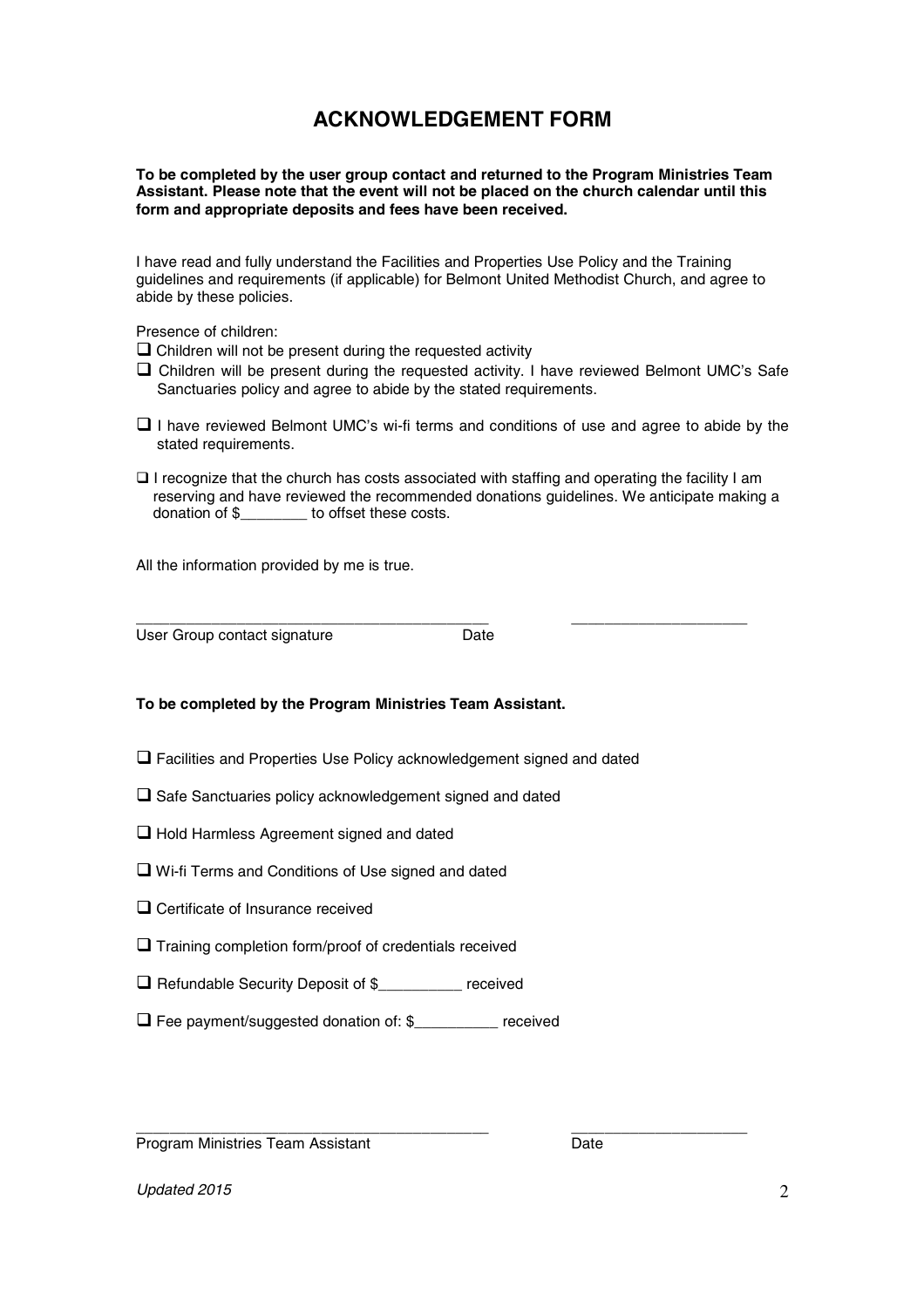# ACKNOWLEDGEMENT FORM

**To be completed by the user group contact and returned to the Program Ministries Team Assistant. Please note that the event will not be placed on the church calendar until this form and appropriate deposits and fees have been received.**

I have read and fully understand the Facilities and Properties Use Policy and the Training guidelines and requirements (if applicable) for Belmont United Methodist Church, and agree to abide by these policies.

Presence of children:

- ❑ Children will not be present during the requested activity
- ❑ Children will be present during the requested activity. I have reviewed Belmont UMC's Safe Sanctuaries policy and agree to abide by the stated requirements.

❑ I have reviewed Belmont UMC's wi-fi terms and conditions of use and agree to abide by the stated requirements.

❑ I recognize that the church has costs associated with staffing and operating the facility I am reserving and have reviewed the recommended donations guidelines. We anticipate making a donation of $________ to offset these costs.

All the information provided by me is true.

__________________________________________ ____________________

User Group contact signature Date

**To be completed by the Program Ministries Team Assistant.**

❑ Facilities and Properties Use Policy acknowledgement signed and dated

❑ Safe Sanctuaries policy acknowledgement signed and dated

❑ Hold Harmless Agreement signed and dated

❑ Wi-fi Terms and Conditions of Use signed and dated

❑ Certificate of Insurance received

❑ Training completion form/proof of credentials received

❑ Refundable Security Deposit of $__________ received

❑ Fee payment/suggested donation of: $__________ received

__________________________________________ ____________________

Program Ministries Team Assistant Date

*Updated 2015*